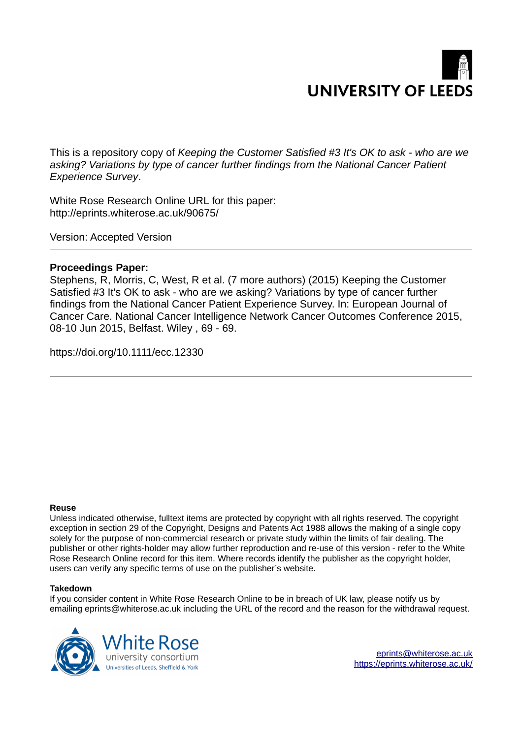UNIVERSITY OF LEEDS

This is a repository copy of *Keeping the Customer Satisfied #3 It's OK to ask - who are we asking? Variations by type of cancer further findings from the National Cancer Patient Experience Survey*.

White Rose Research Online URL for this paper:
http://eprints.whiterose.ac.uk/90675/

Version: Accepted Version

**Proceedings Paper:**

Stephens, R, Morris, C, West, R et al. (7 more authors) (2015) Keeping the Customer Satisfied #3 It's OK to ask - who are we asking? Variations by type of cancer further findings from the National Cancer Patient Experience Survey. In: European Journal of Cancer Care. National Cancer Intelligence Network Cancer Outcomes Conference 2015, 08-10 Jun 2015, Belfast. Wiley , 69 - 69.

https://doi.org/10.1111/ecc.12330

**Reuse**

Unless indicated otherwise, fulltext items are protected by copyright with all rights reserved. The copyright exception in section 29 of the Copyright, Designs and Patents Act 1988 allows the making of a single copy solely for the purpose of non-commercial research or private study within the limits of fair dealing. The publisher or other rights-holder may allow further reproduction and re-use of this version - refer to the White Rose Research Online record for this item. Where records identify the publisher as the copyright holder, users can verify any specific terms of use on the publisher's website.

**Takedown**

If you consider content in White Rose Research Online to be in breach of UK law, please notify us by emailing eprints@whiterose.ac.uk including the URL of the record and the reason for the withdrawal request.

White Rose university consortium
Universities of Leeds, Sheffield & York

eprints@whiterose.ac.uk
https://eprints.whiterose.ac.uk/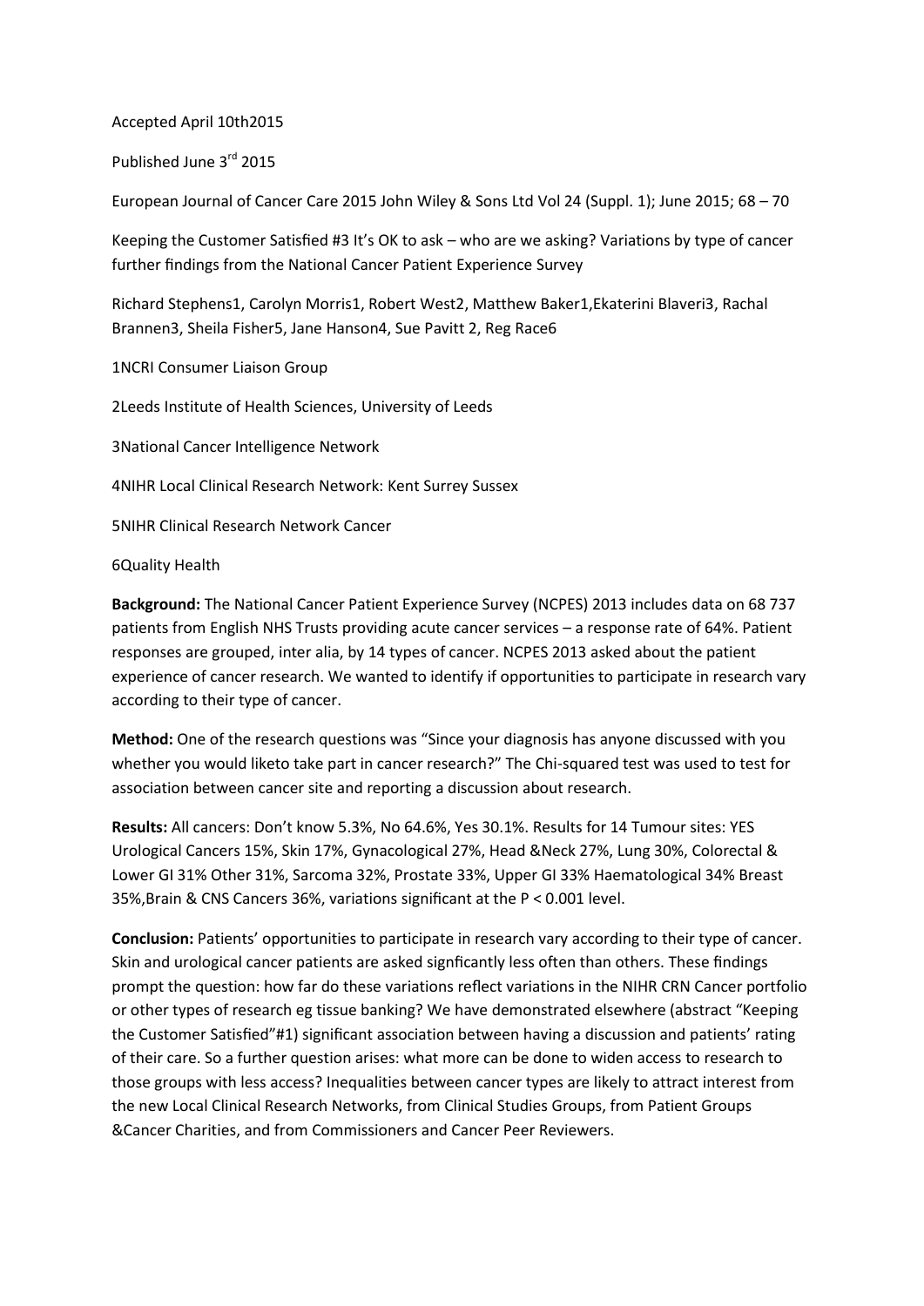Accepted April 10th2015

Published June 3rd 2015

European Journal of Cancer Care 2015 John Wiley & Sons Ltd Vol 24 (Suppl. 1); June 2015; 68 – 70

Keeping the Customer Satisfied #3 It's OK to ask – who are we asking? Variations by type of cancer further findings from the National Cancer Patient Experience Survey

Richard Stephens[1], Carolyn Morris[1], Robert West[2], Matthew Baker[1], Ekaterini Blaveri[3], Rachal Brannen[3], Sheila Fisher[5], Jane Hanson[4], Sue Pavitt [2], Reg Race[6]

[1]NCRI Consumer Liaison Group

[2]Leeds Institute of Health Sciences, University of Leeds

[3]National Cancer Intelligence Network

[4]NIHR Local Clinical Research Network: Kent Surrey Sussex

[5]NIHR Clinical Research Network Cancer

[6]Quality Health

**Background:** The National Cancer Patient Experience Survey (NCPES) 2013 includes data on 68 737 patients from English NHS Trusts providing acute cancer services – a response rate of 64%. Patient responses are grouped, inter alia, by 14 types of cancer. NCPES 2013 asked about the patient experience of cancer research. We wanted to identify if opportunities to participate in research vary according to their type of cancer.

**Method:** One of the research questions was "Since your diagnosis has anyone discussed with you whether you would liketo take part in cancer research?" The Chi-squared test was used to test for association between cancer site and reporting a discussion about research.

**Results:** All cancers: Don't know 5.3%, No 64.6%, Yes 30.1%. Results for 14 Tumour sites: YES Urological Cancers 15%, Skin 17%, Gynacological 27%, Head &Neck 27%, Lung 30%, Colorectal & Lower GI 31% Other 31%, Sarcoma 32%, Prostate 33%, Upper GI 33% Haematological 34% Breast 35%,Brain & CNS Cancers 36%, variations significant at the $P < 0.001$ level.

**Conclusion:** Patients' opportunities to participate in research vary according to their type of cancer. Skin and urological cancer patients are asked signficantly less often than others. These findings prompt the question: how far do these variations reflect variations in the NIHR CRN Cancer portfolio or other types of research eg tissue banking? We have demonstrated elsewhere (abstract "Keeping the Customer Satisfied"#1) significant association between having a discussion and patients' rating of their care. So a further question arises: what more can be done to widen access to research to those groups with less access? Inequalities between cancer types are likely to attract interest from the new Local Clinical Research Networks, from Clinical Studies Groups, from Patient Groups &Cancer Charities, and from Commissioners and Cancer Peer Reviewers.